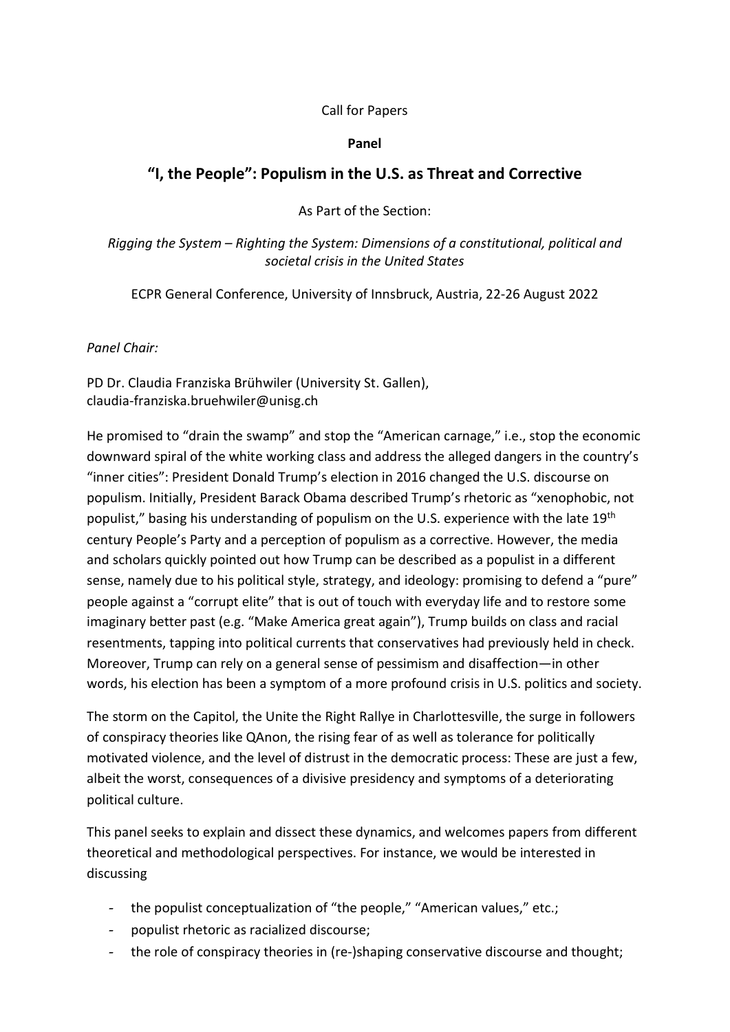Call for Papers

**Panel**

## "I, the People": Populism in the U.S. as Threat and Corrective

As Part of the Section:

*Rigging the System – Righting the System: Dimensions of a constitutional, political and societal crisis in the United States*

ECPR General Conference, University of Innsbruck, Austria, 22-26 August 2022

*Panel Chair:*

PD Dr. Claudia Franziska Brühwiler (University St. Gallen), claudia-franziska.bruehwiler@unisg.ch

He promised to "drain the swamp" and stop the "American carnage," i.e., stop the economic downward spiral of the white working class and address the alleged dangers in the country's "inner cities": President Donald Trump's election in 2016 changed the U.S. discourse on populism. Initially, President Barack Obama described Trump's rhetoric as "xenophobic, not populist," basing his understanding of populism on the U.S. experience with the late 19th century People's Party and a perception of populism as a corrective. However, the media and scholars quickly pointed out how Trump can be described as a populist in a different sense, namely due to his political style, strategy, and ideology: promising to defend a "pure" people against a "corrupt elite" that is out of touch with everyday life and to restore some imaginary better past (e.g. "Make America great again"), Trump builds on class and racial resentments, tapping into political currents that conservatives had previously held in check. Moreover, Trump can rely on a general sense of pessimism and disaffection—in other words, his election has been a symptom of a more profound crisis in U.S. politics and society.

The storm on the Capitol, the Unite the Right Rallye in Charlottesville, the surge in followers of conspiracy theories like QAnon, the rising fear of as well as tolerance for politically motivated violence, and the level of distrust in the democratic process: These are just a few, albeit the worst, consequences of a divisive presidency and symptoms of a deteriorating political culture.

This panel seeks to explain and dissect these dynamics, and welcomes papers from different theoretical and methodological perspectives. For instance, we would be interested in discussing

- the populist conceptualization of "the people," "American values," etc.;
- populist rhetoric as racialized discourse;
- the role of conspiracy theories in (re-)shaping conservative discourse and thought;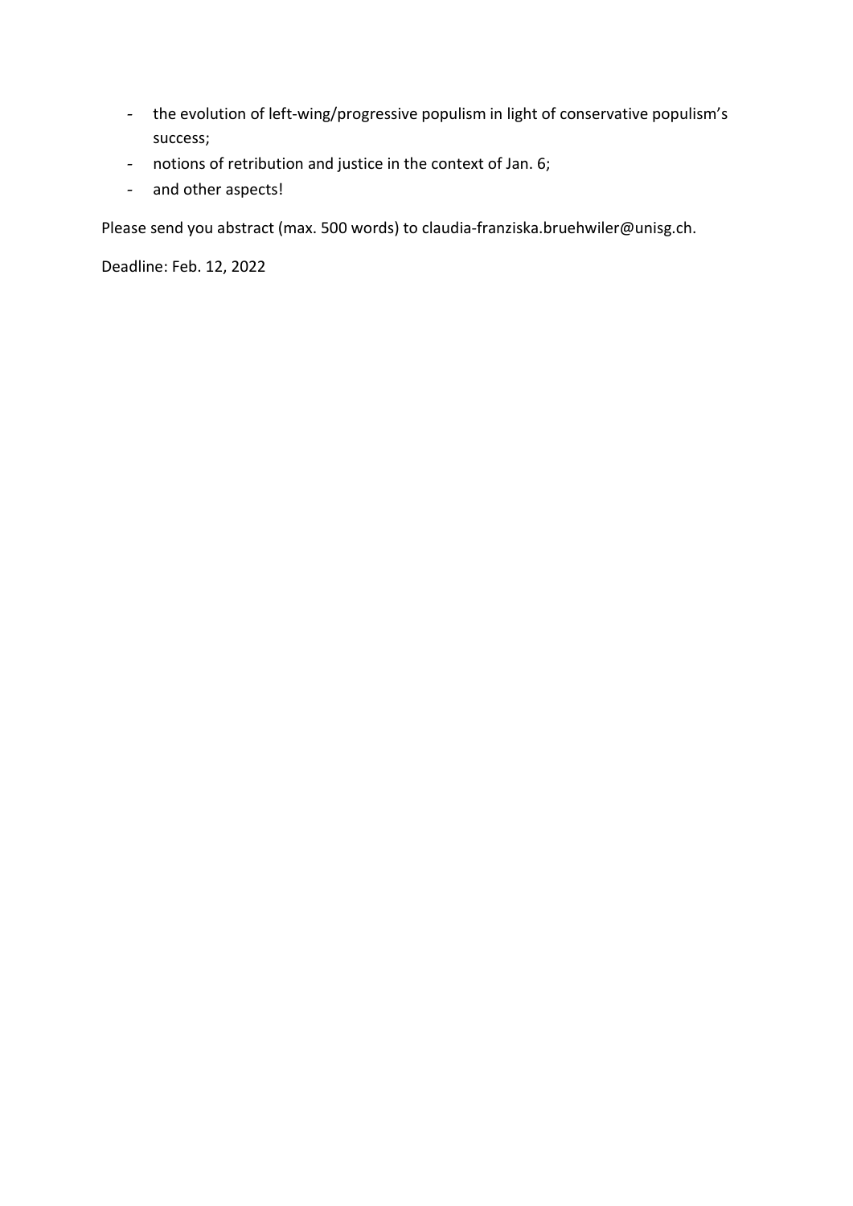- the evolution of left-wing/progressive populism in light of conservative populism's success;
- notions of retribution and justice in the context of Jan. 6;
- and other aspects!

Please send you abstract (max. 500 words) to claudia-franziska.bruehwiler@unisg.ch.

Deadline: Feb. 12, 2022